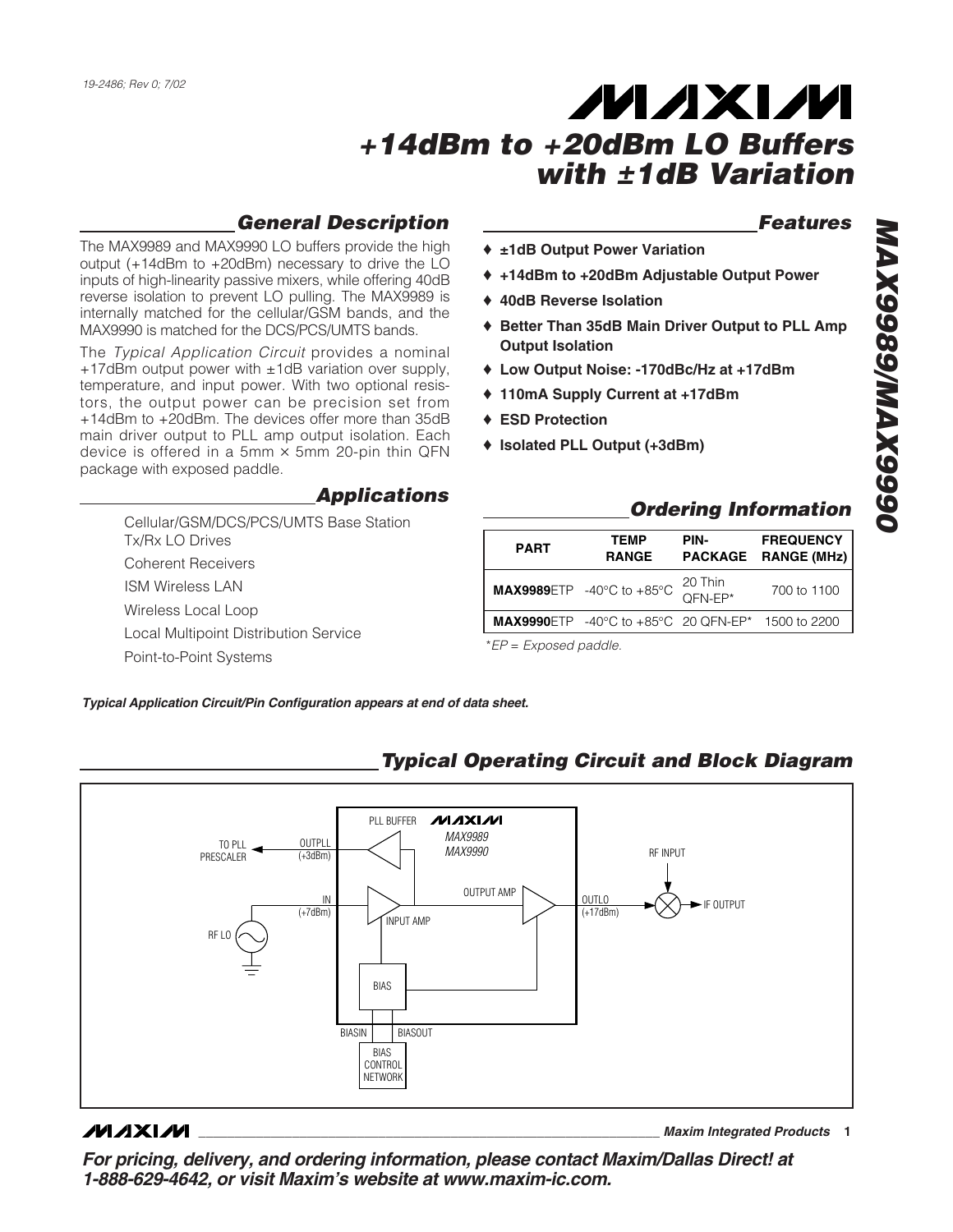19-2486; Rev 0; 7/02

# +14dBm to +20dBm LO Buffers with ±1dB Variation

## MAX9989/MAX9990

## General Description

The MAX9989 and MAX9990 LO buffers provide the high output (+14dBm to +20dBm) necessary to drive the LO inputs of high-linearity passive mixers, while offering 40dB reverse isolation to prevent LO pulling. The MAX9989 is internally matched for the cellular/GSM bands, and the MAX9990 is matched for the DCS/PCS/UMTS bands.

The *Typical Application Circuit* provides a nominal +17dBm output power with ±1dB variation over supply, temperature, and input power. With two optional resistors, the output power can be precision set from +14dBm to +20dBm. The devices offer more than 35dB main driver output to PLL amp output isolation. Each device is offered in a 5mm × 5mm 20-pin thin QFN package with exposed paddle.

## Applications

- Cellular/GSM/DCS/PCS/UMTS Base Station Tx/Rx LO Drives
- Coherent Receivers
- ISM Wireless LAN
- Wireless Local Loop
- Local Multipoint Distribution Service
- Point-to-Point Systems

## Features

- **±1dB Output Power Variation**
- **+14dBm to +20dBm Adjustable Output Power**
- **40dB Reverse Isolation**
- **Better Than 35dB Main Driver Output to PLL Amp Output Isolation**
- **Low Output Noise: -170dBc/Hz at +17dBm**
- **110mA Supply Current at +17dBm**
- **ESD Protection**
- **Isolated PLL Output (+3dBm)**

## Ordering Information

| PART | TEMP RANGE | PIN-PACKAGE | FREQUENCY RANGE (MHz) |
|---|---|---|---|
| **MAX9989**ETP | -40°C to +85°C | 20 Thin QFN-EP* | 700 to 1100 |
| **MAX9990**ETP | -40°C to +85°C | 20 QFN-EP* | 1500 to 2200 |

*EP = Exposed paddle.

***Typical Application Circuit/Pin Configuration appears at end of data sheet.***

## Typical Operating Circuit and Block Diagram

**For pricing, delivery, and ordering information, please contact Maxim/Dallas Direct! at 1-888-629-4642, or visit Maxim's website at www.maxim-ic.com.**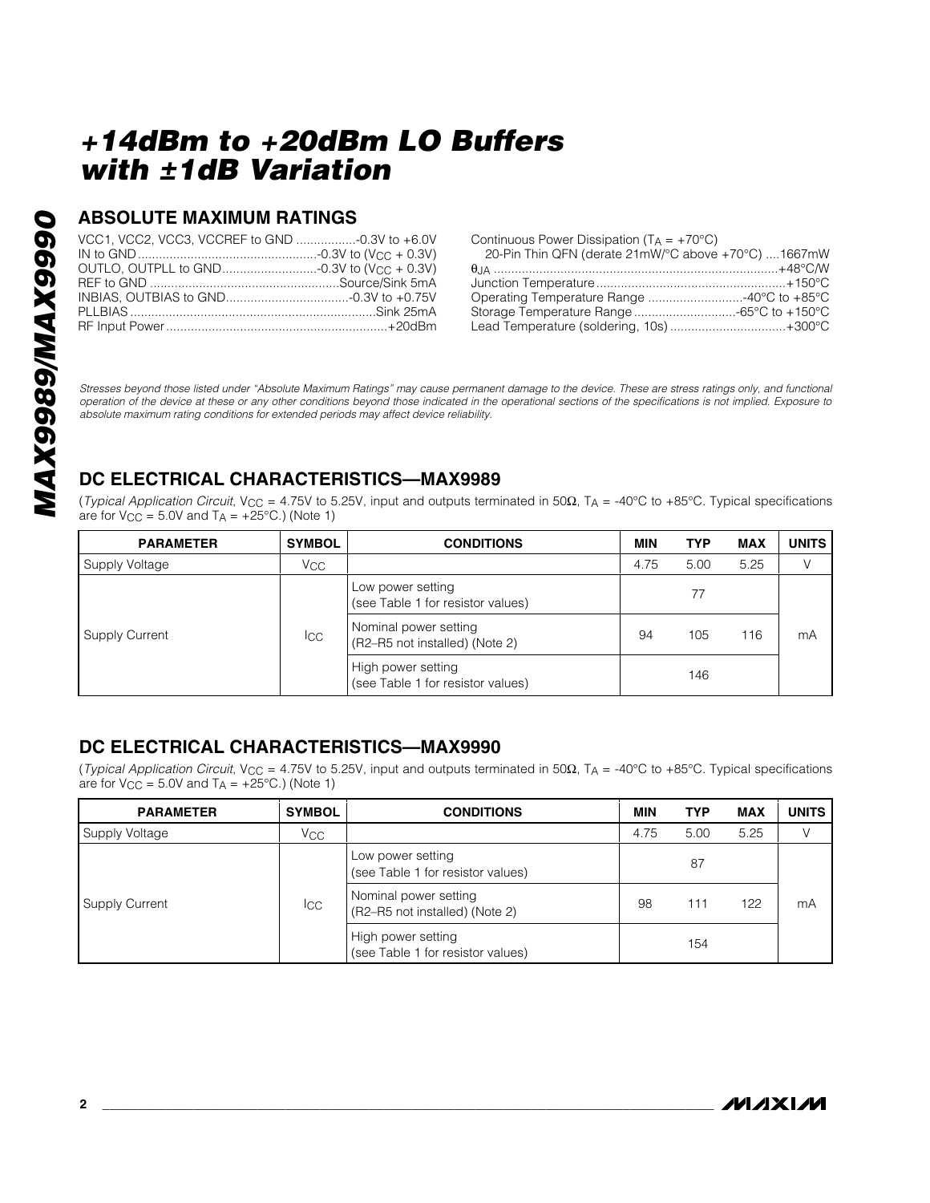## ABSOLUTE MAXIMUM RATINGS

VCC1, VCC2, VCC3, VCCREF to GND .................-0.3V to +6.0V
IN to GND...................................................-0.3V to ($V_{CC}$ + 0.3V)
OUTLO, OUTPLL to GND...........................-0.3V to ($V_{CC}$ + 0.3V)
REF to GND ......................................................Source/Sink 5mA
INBIAS, OUTBIAS to GND...................................-0.3V to +0.75V
PLLBIAS ......................................................................Sink 25mA
RF Input Power...............................................................+20dBm

Continuous Power Dissipation ($T_A$ = +70°C)
20-Pin Thin QFN (derate 21mW/°C above +70°C) ....1667mW
$\theta_{JA}$ ...................................................................................+48°C/W
Junction Temperature......................................................+150°C
Operating Temperature Range ...........................-40°C to +85°C
Storage Temperature Range .............................-65°C to +150°C
Lead Temperature (soldering, 10s) .................................+300°C

*Stresses beyond those listed under "Absolute Maximum Ratings" may cause permanent damage to the device. These are stress ratings only, and functional operation of the device at these or any other conditions beyond those indicated in the operational sections of the specifications is not implied. Exposure to absolute maximum rating conditions for extended periods may affect device reliability.*

## DC ELECTRICAL CHARACTERISTICS—MAX9989

(*Typical Application Circuit*, $V_{CC}$ = 4.75V to 5.25V, input and outputs terminated in 50Ω, $T_A$ = -40°C to +85°C. Typical specifications are for $V_{CC}$ = 5.0V and $T_A$ = +25°C.) (Note 1)

| PARAMETER | SYMBOL | CONDITIONS | MIN | TYP | MAX | UNITS |
|---|---|---|---|---|---|---|
| Supply Voltage | $V_{CC}$ | | 4.75 | 5.00 | 5.25 | V |
| Supply Current | $I_{CC}$ | Low power setting (see Table 1 for resistor values) | | 77 | | mA |
| | | Nominal power setting (R2–R5 not installed) (Note 2) | 94 | 105 | 116 | |
| | | High power setting (see Table 1 for resistor values) | | 146 | | |

## DC ELECTRICAL CHARACTERISTICS—MAX9990

(*Typical Application Circuit*, $V_{CC}$ = 4.75V to 5.25V, input and outputs terminated in 50Ω, $T_A$ = -40°C to +85°C. Typical specifications are for $V_{CC}$ = 5.0V and $T_A$ = +25°C.) (Note 1)

| PARAMETER | SYMBOL | CONDITIONS | MIN | TYP | MAX | UNITS |
|---|---|---|---|---|---|---|
| Supply Voltage | $V_{CC}$ | | 4.75 | 5.00 | 5.25 | V |
| Supply Current | $I_{CC}$ | Low power setting (see Table 1 for resistor values) | | 87 | | mA |
| | | Nominal power setting (R2–R5 not installed) (Note 2) | 98 | 111 | 122 | |
| | | High power setting (see Table 1 for resistor values) | | 154 | | |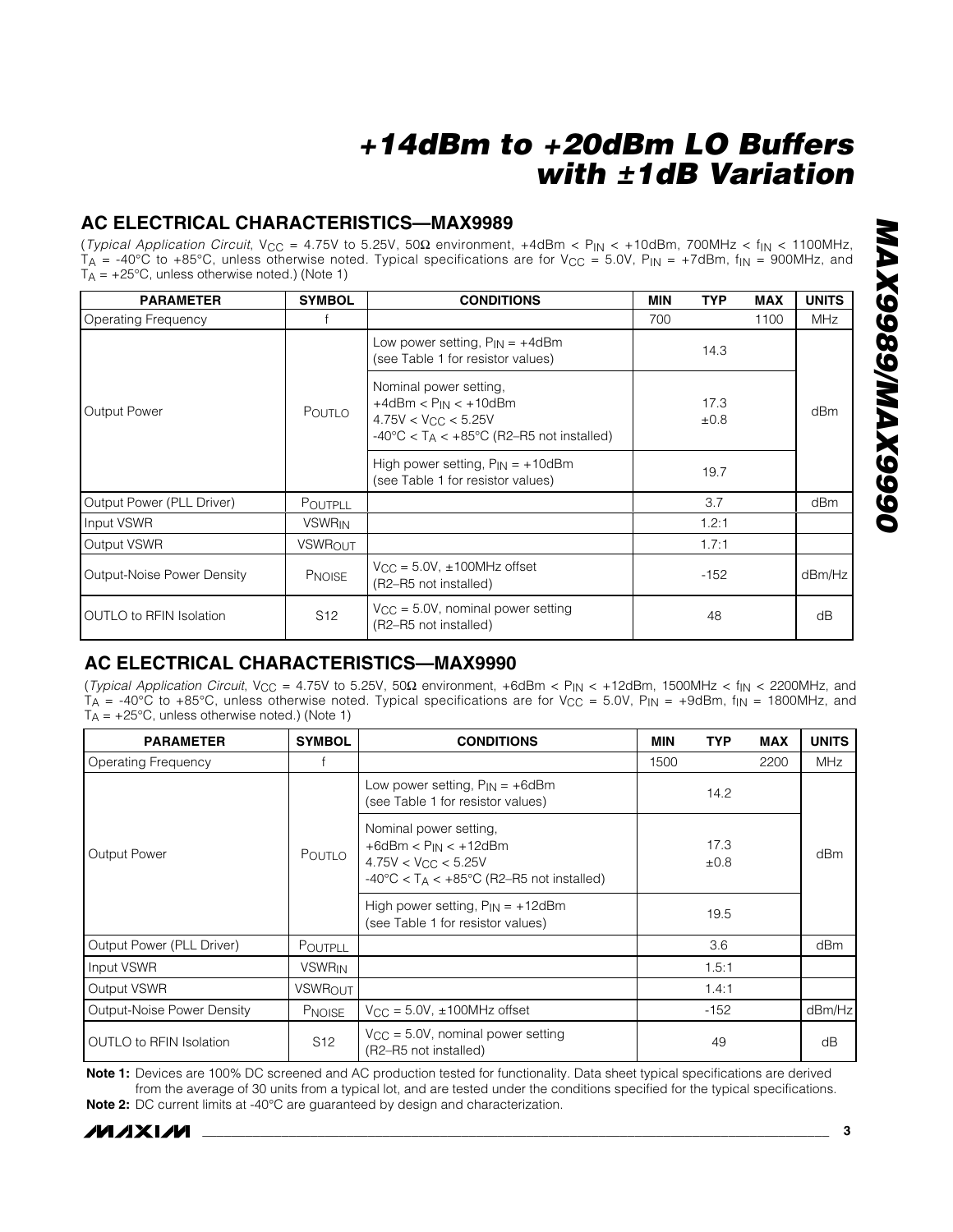## AC ELECTRICAL CHARACTERISTICS—MAX9989

(*Typical Application Circuit*, $V_{CC}$ = 4.75V to 5.25V, 50Ω environment, +4dBm < $P_{IN}$ < +10dBm, 700MHz < $f_{IN}$ < 1100MHz, $T_A$ = -40°C to +85°C, unless otherwise noted. Typical specifications are for $V_{CC}$ = 5.0V, $P_{IN}$ = +7dBm, $f_{IN}$ = 900MHz, and $T_A$ = +25°C, unless otherwise noted.) (Note 1)

| PARAMETER | SYMBOL | CONDITIONS | MIN | TYP | MAX | UNITS |
|---|---|---|---|---|---|---|
| Operating Frequency | f | | 700 | | 1100 | MHz |
| Output Power | $P_{OUTLO}$ | Low power setting, $P_{IN}$ = +4dBm (see Table 1 for resistor values) | | 14.3 | | dBm |
| | | Nominal power setting, +4dBm < $P_{IN}$ < +10dBm 4.75V < $V_{CC}$ < 5.25V -40°C < $T_A$ < +85°C (R2–R5 not installed) | | 17.3 ±0.8 | | |
| | | High power setting, $P_{IN}$ = +10dBm (see Table 1 for resistor values) | | 19.7 | | |
| Output Power (PLL Driver) | $P_{OUTPLL}$ | | | 3.7 | | dBm |
| Input VSWR | $VSWR_{IN}$ | | | 1.2:1 | | |
| Output VSWR | $VSWR_{OUT}$ | | | 1.7:1 | | |
| Output-Noise Power Density | $P_{NOISE}$ | $V_{CC}$ = 5.0V, ±100MHz offset (R2–R5 not installed) | | -152 | | dBm/Hz |
| OUTLO to RFIN Isolation | S12 | $V_{CC}$ = 5.0V, nominal power setting (R2–R5 not installed) | | 48 | | dB |

## AC ELECTRICAL CHARACTERISTICS—MAX9990

(*Typical Application Circuit*, $V_{CC}$ = 4.75V to 5.25V, 50Ω environment, +6dBm < $P_{IN}$ < +12dBm, 1500MHz < $f_{IN}$ < 2200MHz, and $T_A$ = -40°C to +85°C, unless otherwise noted. Typical specifications are for $V_{CC}$ = 5.0V, $P_{IN}$ = +9dBm, $f_{IN}$ = 1800MHz, and $T_A$ = +25°C, unless otherwise noted.) (Note 1)

| PARAMETER | SYMBOL | CONDITIONS | MIN | TYP | MAX | UNITS |
|---|---|---|---|---|---|---|
| Operating Frequency | f | | 1500 | | 2200 | MHz |
| Output Power | $P_{OUTLO}$ | Low power setting, $P_{IN}$ = +6dBm (see Table 1 for resistor values) | | 14.2 | | dBm |
| | | Nominal power setting, +6dBm < $P_{IN}$ < +12dBm 4.75V < $V_{CC}$ < 5.25V -40°C < $T_A$ < +85°C (R2–R5 not installed) | | 17.3 ±0.8 | | |
| | | High power setting, $P_{IN}$ = +12dBm (see Table 1 for resistor values) | | 19.5 | | |
| Output Power (PLL Driver) | $P_{OUTPLL}$ | | | 3.6 | | dBm |
| Input VSWR | $VSWR_{IN}$ | | | 1.5:1 | | |
| Output VSWR | $VSWR_{OUT}$ | | | 1.4:1 | | |
| Output-Noise Power Density | $P_{NOISE}$ | $V_{CC}$ = 5.0V, ±100MHz offset | | -152 | | dBm/Hz |
| OUTLO to RFIN Isolation | S12 | $V_{CC}$ = 5.0V, nominal power setting (R2–R5 not installed) | | 49 | | dB |

**Note 1:** Devices are 100% DC screened and AC production tested for functionality. Data sheet typical specifications are derived from the average of 30 units from a typical lot, and are tested under the conditions specified for the typical specifications.

**Note 2:** DC current limits at -40°C are guaranteed by design and characterization.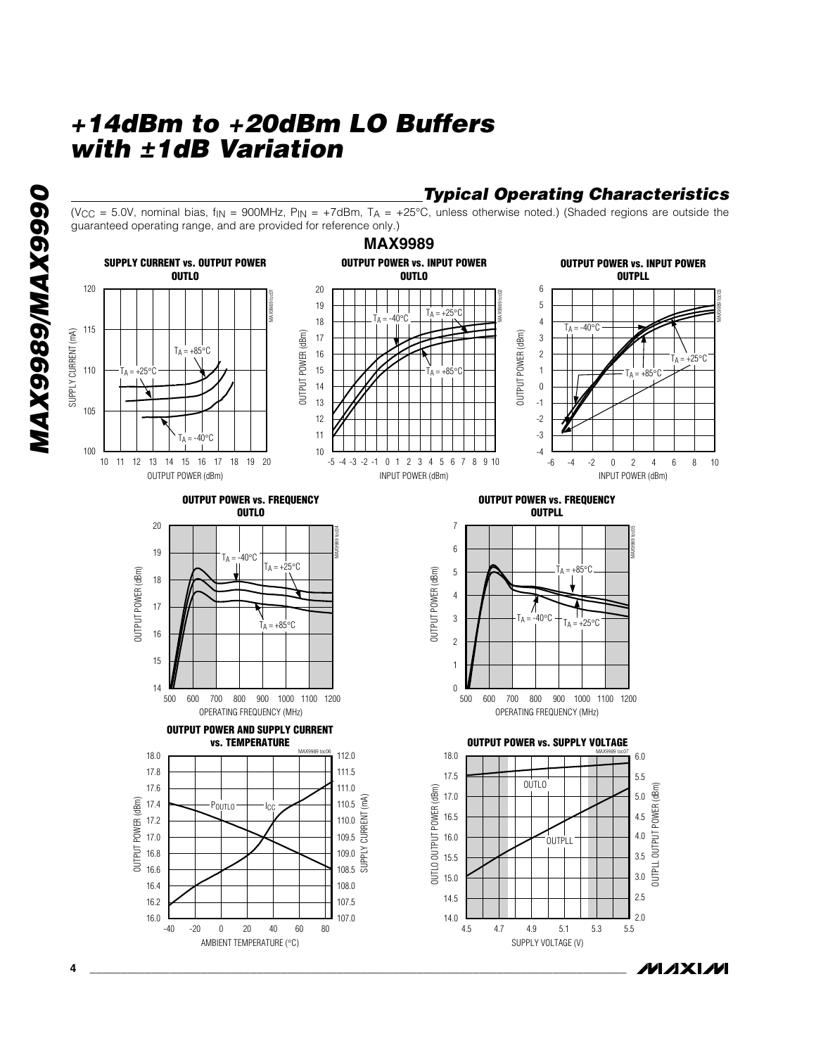# +14dBm to +20dBm LO Buffers with ±1dB Variation

## Typical Operating Characteristics

($V_{CC}$ = 5.0V, nominal bias, $f_{IN}$ = 900MHz, $P_{IN}$ = +7dBm, $T_A$ = +25°C, unless otherwise noted.) (Shaded regions are outside the guaranteed operating range, and are provided for reference only.)

### MAX9989

**SUPPLY CURRENT vs. OUTPUT POWER OUTLO**

**OUTPUT POWER vs. INPUT POWER OUTLO**

**OUTPUT POWER vs. INPUT POWER OUTPLL**

**OUTPUT POWER vs. FREQUENCY OUTLO**

**OUTPUT POWER vs. FREQUENCY OUTPLL**

**OUTPUT POWER AND SUPPLY CURRENT vs. TEMPERATURE**

**OUTPUT POWER vs. SUPPLY VOLTAGE**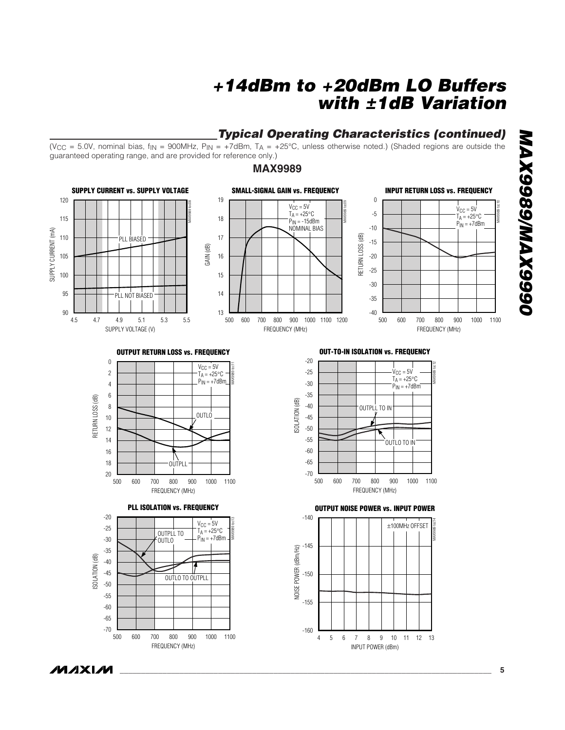## Typical Operating Characteristics (continued)

($V_{CC}$ = 5.0V, nominal bias, $f_{IN}$ = 900MHz, $P_{IN}$ = +7dBm, $T_A$ = +25°C, unless otherwise noted.) (Shaded regions are outside the guaranteed operating range, and are provided for reference only.)

### MAX9989

**SUPPLY CURRENT vs. SUPPLY VOLTAGE**

**SMALL-SIGNAL GAIN vs. FREQUENCY**

**INPUT RETURN LOSS vs. FREQUENCY**

**OUTPUT RETURN LOSS vs. FREQUENCY**

**OUT-TO-IN ISOLATION vs. FREQUENCY**

**PLL ISOLATION vs. FREQUENCY**

**OUTPUT NOISE POWER vs. INPUT POWER**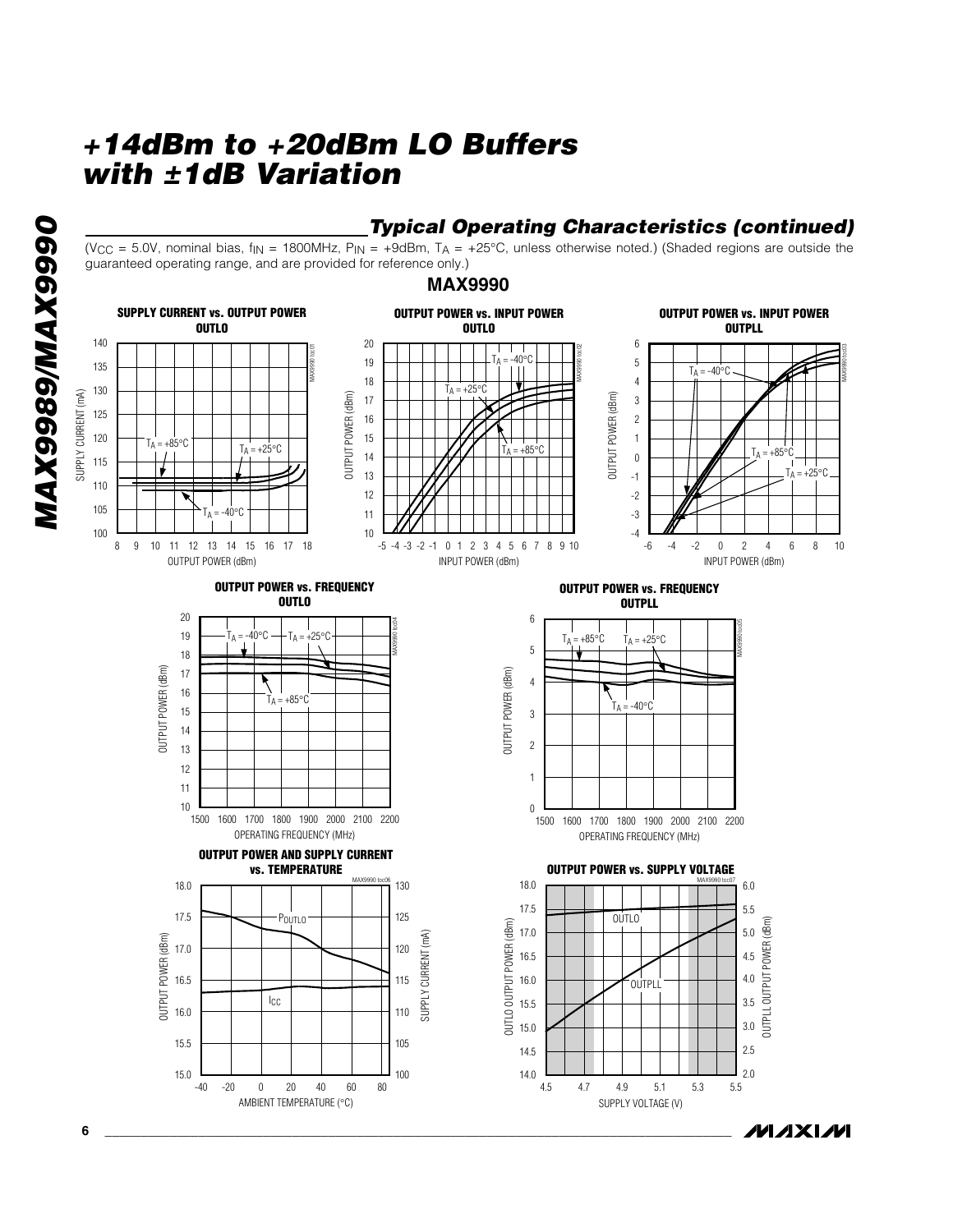## Typical Operating Characteristics (continued)

($V_{CC}$ = 5.0V, nominal bias, $f_{IN}$ = 1800MHz, $P_{IN}$ = +9dBm, $T_A$ = +25°C, unless otherwise noted.) (Shaded regions are outside the guaranteed operating range, and are provided for reference only.)

### MAX9990

**SUPPLY CURRENT vs. OUTPUT POWER OUTLO**

**OUTPUT POWER vs. INPUT POWER OUTLO**

**OUTPUT POWER vs. INPUT POWER OUTPLL**

**OUTPUT POWER vs. FREQUENCY OUTLO**

**OUTPUT POWER vs. FREQUENCY OUTPLL**

**OUTPUT POWER AND SUPPLY CURRENT vs. TEMPERATURE**

**OUTPUT POWER vs. SUPPLY VOLTAGE**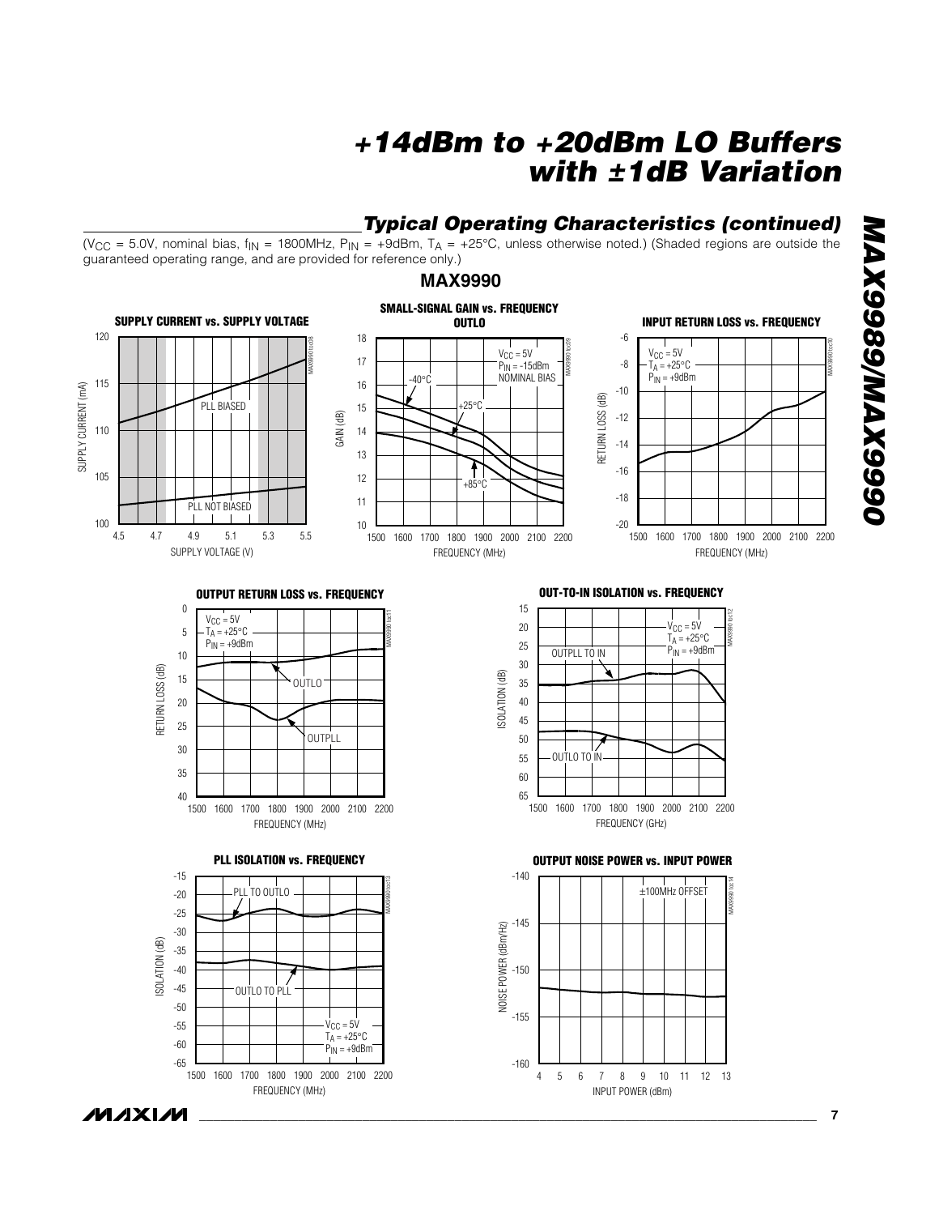## Typical Operating Characteristics (continued)

($V_{CC}$ = 5.0V, nominal bias, $f_{IN}$ = 1800MHz, $P_{IN}$ = +9dBm, $T_A$ = +25°C, unless otherwise noted.) (Shaded regions are outside the guaranteed operating range, and are provided for reference only.)

### MAX9990

**SUPPLY CURRENT vs. SUPPLY VOLTAGE**

**SMALL-SIGNAL GAIN vs. FREQUENCY OUTLO**

**INPUT RETURN LOSS vs. FREQUENCY**

**OUTPUT RETURN LOSS vs. FREQUENCY**

**OUT-TO-IN ISOLATION vs. FREQUENCY**

**PLL ISOLATION vs. FREQUENCY**

**OUTPUT NOISE POWER vs. INPUT POWER**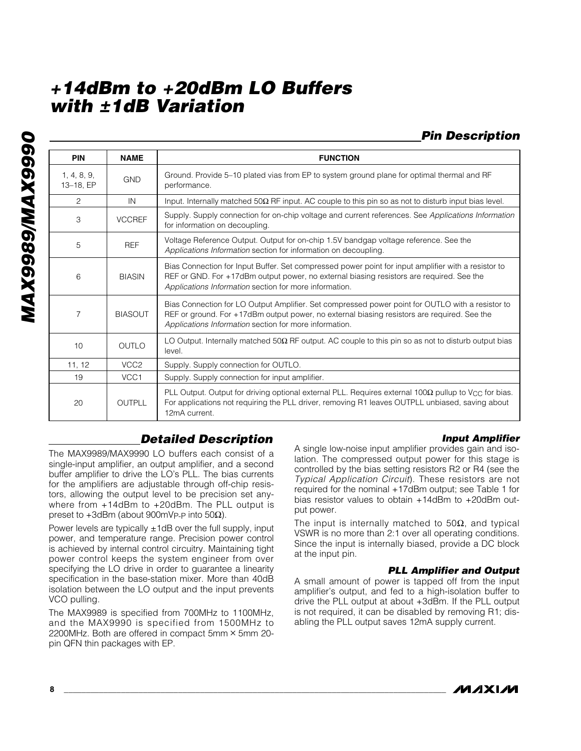## Pin Description

| PIN | NAME | FUNCTION |
|---|---|---|
| 1, 4, 8, 9, 13–18, EP | GND | Ground. Provide 5–10 plated vias from EP to system ground plane for optimal thermal and RF performance. |
| 2 | IN | Input. Internally matched 50Ω RF input. AC couple to this pin so as not to disturb input bias level. |
| 3 | VCCREF | Supply. Supply connection for on-chip voltage and current references. See *Applications Information* for information on decoupling. |
| 5 | REF | Voltage Reference Output. Output for on-chip 1.5V bandgap voltage reference. See the *Applications Information* section for information on decoupling. |
| 6 | BIASIN | Bias Connection for Input Buffer. Set compressed power point for input amplifier with a resistor to REF or GND. For +17dBm output power, no external biasing resistors are required. See the *Applications Information* section for more information. |
| 7 | BIASOUT | Bias Connection for LO Output Amplifier. Set compressed power point for OUTLO with a resistor to REF or ground. For +17dBm output power, no external biasing resistors are required. See the *Applications Information* section for more information. |
| 10 | OUTLO | LO Output. Internally matched 50Ω RF output. AC couple to this pin so as not to disturb output bias level. |
| 11, 12 | VCC2 | Supply. Supply connection for OUTLO. |
| 19 | VCC1 | Supply. Supply connection for input amplifier. |
| 20 | OUTPLL | PLL Output. Output for driving optional external PLL. Requires external 100Ω pullup to $V_{CC}$ for bias. For applications not requiring the PLL driver, removing R1 leaves OUTPLL unbiased, saving about 12mA current. |

## Detailed Description

The MAX9989/MAX9990 LO buffers each consist of a single-input amplifier, an output amplifier, and a second buffer amplifier to drive the LO's PLL. The bias currents for the amplifiers are adjustable through off-chip resistors, allowing the output level to be precision set anywhere from +14dBm to +20dBm. The PLL output is preset to +3dBm (about 900mV$_{P-P}$ into 50Ω).

Power levels are typically ±1dB over the full supply, input power, and temperature range. Precision power control is achieved by internal control circuitry. Maintaining tight power control keeps the system engineer from over specifying the LO drive in order to guarantee a linearity specification in the base-station mixer. More than 40dB isolation between the LO output and the input prevents VCO pulling.

The MAX9989 is specified from 700MHz to 1100MHz, and the MAX9990 is specified from 1500MHz to 2200MHz. Both are offered in compact 5mm × 5mm 20-pin QFN thin packages with EP.

### Input Amplifier

A single low-noise input amplifier provides gain and isolation. The compressed output power for this stage is controlled by the bias setting resistors R2 or R4 (see the *Typical Application Circuit*). These resistors are not required for the nominal +17dBm output; see Table 1 for bias resistor values to obtain +14dBm to +20dBm output power.

The input is internally matched to 50Ω, and typical VSWR is no more than 2:1 over all operating conditions. Since the input is internally biased, provide a DC block at the input pin.

### PLL Amplifier and Output

A small amount of power is tapped off from the input amplifier's output, and fed to a high-isolation buffer to drive the PLL output at about +3dBm. If the PLL output is not required, it can be disabled by removing R1; disabling the PLL output saves 12mA supply current.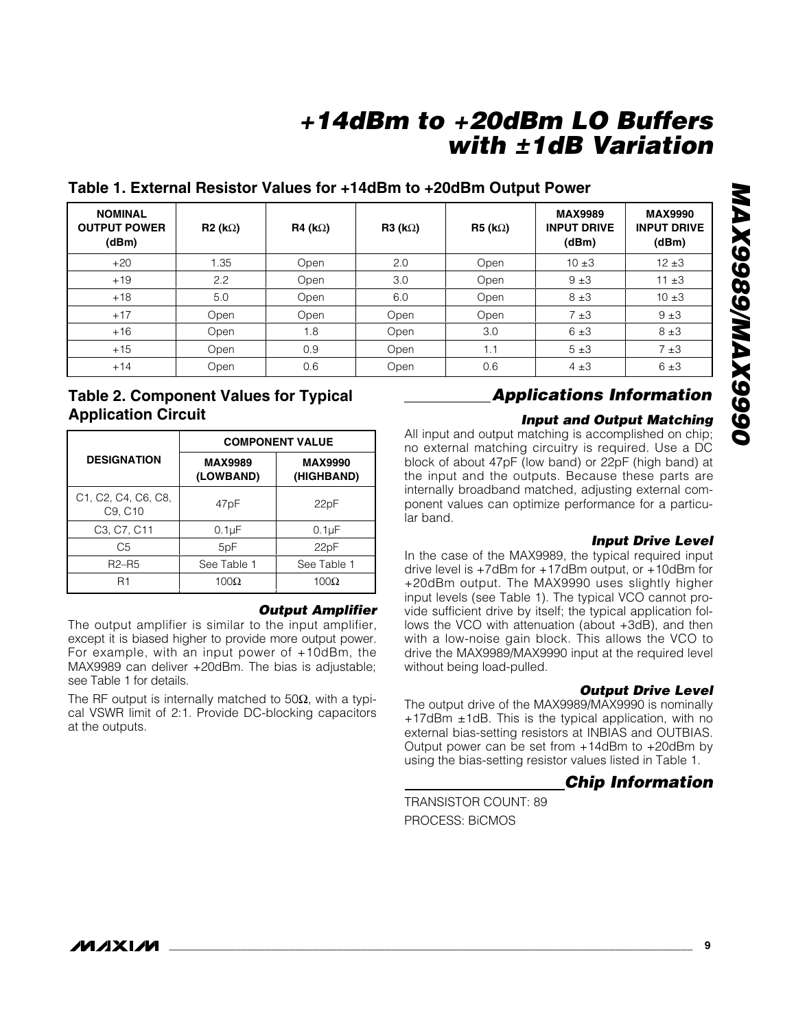## Table 1. External Resistor Values for +14dBm to +20dBm Output Power

| NOMINAL OUTPUT POWER (dBm) | R2 (kΩ) | R4 (kΩ) | R3 (kΩ) | R5 (kΩ) | MAX9989 INPUT DRIVE (dBm) | MAX9990 INPUT DRIVE (dBm) |
|---|---|---|---|---|---|---|
| +20 | 1.35 | Open | 2.0 | Open | 10 ±3 | 12 ±3 |
| +19 | 2.2 | Open | 3.0 | Open | 9 ±3 | 11 ±3 |
| +18 | 5.0 | Open | 6.0 | Open | 8 ±3 | 10 ±3 |
| +17 | Open | Open | Open | Open | 7 ±3 | 9 ±3 |
| +16 | Open | 1.8 | Open | 3.0 | 6 ±3 | 8 ±3 |
| +15 | Open | 0.9 | Open | 1.1 | 5 ±3 | 7 ±3 |
| +14 | Open | 0.6 | Open | 0.6 | 4 ±3 | 6 ±3 |

## Table 2. Component Values for Typical Application Circuit

| DESIGNATION | COMPONENT VALUE | |
|---|---|---|
| | MAX9989 (LOWBAND) | MAX9990 (HIGHBAND) |
| C1, C2, C4, C6, C8, C9, C10 | 47pF | 22pF |
| C3, C7, C11 | 0.1µF | 0.1µF |
| C5 | 5pF | 22pF |
| R2–R5 | See Table 1 | See Table 1 |
| R1 | 100Ω | 100Ω |

### *Output Amplifier*

The output amplifier is similar to the input amplifier, except it is biased higher to provide more output power. For example, with an input power of +10dBm, the MAX9989 can deliver +20dBm. The bias is adjustable; see Table 1 for details.

The RF output is internally matched to 50Ω, with a typical VSWR limit of 2:1. Provide DC-blocking capacitors at the outputs.

## *Applications Information*

### *Input and Output Matching*

All input and output matching is accomplished on chip; no external matching circuitry is required. Use a DC block of about 47pF (low band) or 22pF (high band) at the input and the outputs. Because these parts are internally broadband matched, adjusting external component values can optimize performance for a particular band.

### *Input Drive Level*

In the case of the MAX9989, the typical required input drive level is +7dBm for +17dBm output, or +10dBm for +20dBm output. The MAX9990 uses slightly higher input levels (see Table 1). The typical VCO cannot provide sufficient drive by itself; the typical application follows the VCO with attenuation (about +3dB), and then with a low-noise gain block. This allows the VCO to drive the MAX9989/MAX9990 input at the required level without being load-pulled.

### *Output Drive Level*

The output drive of the MAX9989/MAX9990 is nominally +17dBm ±1dB. This is the typical application, with no external bias-setting resistors at INBIAS and OUTBIAS. Output power can be set from +14dBm to +20dBm by using the bias-setting resistor values listed in Table 1.

## *Chip Information*

TRANSISTOR COUNT: 89

PROCESS: BiCMOS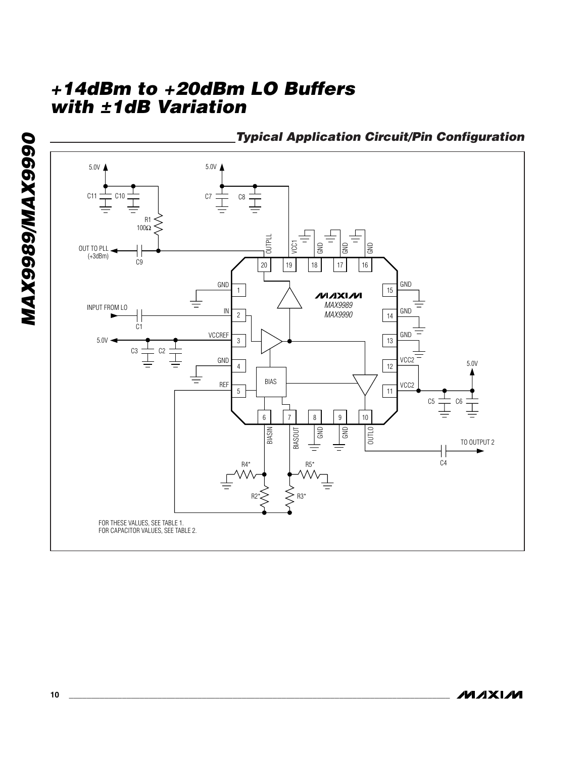## Typical Application Circuit/Pin Configuration

5.0V

C11 C10

R1
100Ω

OUT TO PLL
(+3dBm)

C9

5.0V

C7 C8

OUTPLL VCC1 GND GND GND

20 19 18 17 16

GND 1

INPUT FROM LO

C1

IN 2

5.0V

C3 C2

VCCREF 3

GND 4

REF 5

MAXIM
MAX9989
MAX9990

BIAS

15 GND

14 GND

13 GND

12 VCC2

11 VCC2

5.0V

C5 C6

6 7 8 9 10

BIASIN BIASOUT GND GND OUTLO

TO OUTPUT 2

C4

R4* R5*

R2* R3*

*FOR THESE VALUES, SEE TABLE 1.
FOR CAPACITOR VALUES, SEE TABLE 2.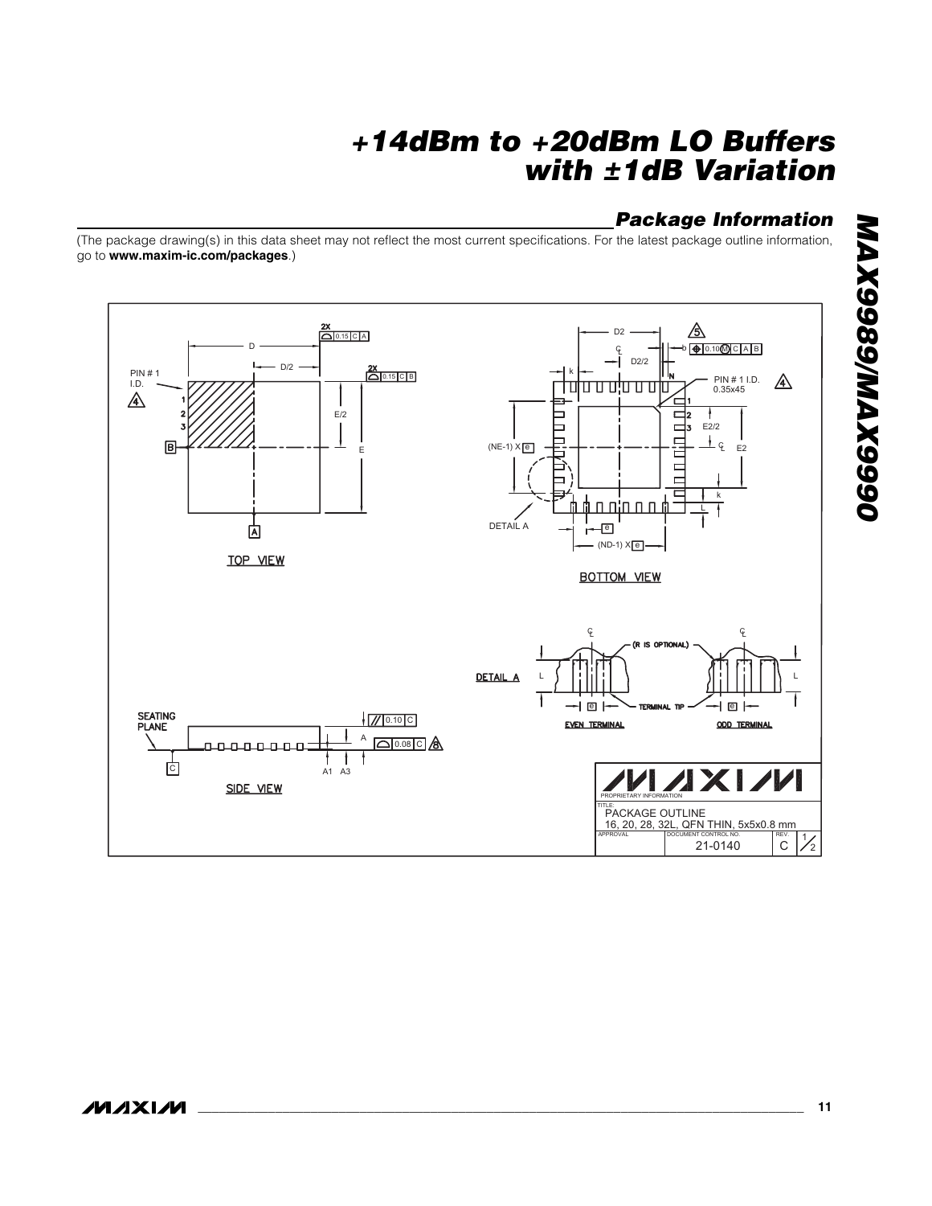## Package Information

(The package drawing(s) in this data sheet may not reflect the most current specifications. For the latest package outline information, go to **www.maxim-ic.com/packages**.)

TOP VIEW

BOTTOM VIEW

DETAIL A

EVEN TERMINAL

ODD TERMINAL

SIDE VIEW

SEATING PLANE

PROPRIETARY INFORMATION

TITLE: PACKAGE OUTLINE
16, 20, 28, 32L, QFN THIN, 5x5x0.8 mm

| APPROVAL | DOCUMENT CONTROL NO. | REV. | |
|---|---|---|---|
| | 21-0140 | C | 1/2 |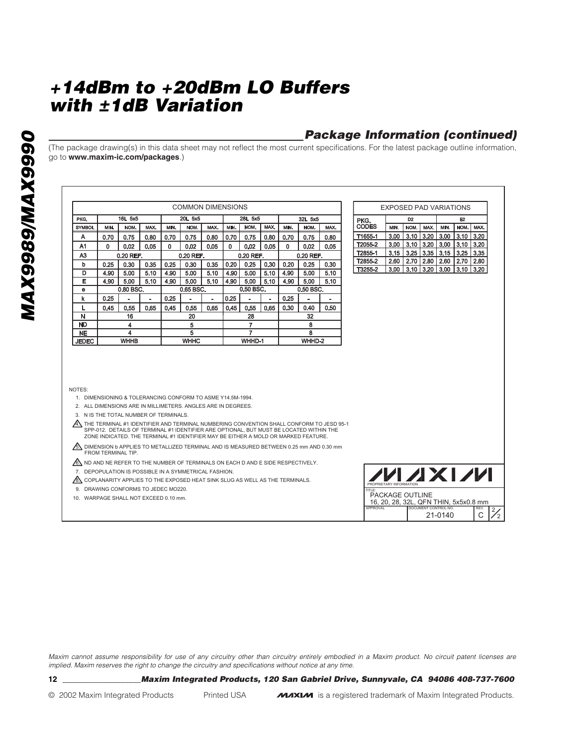## Package Information (continued)

(The package drawing(s) in this data sheet may not reflect the most current specifications. For the latest package outline information, go to **www.maxim-ic.com/packages**.)

| COMMON DIMENSIONS | | | | | | | | | | | | |
|---|---|---|---|---|---|---|---|---|---|---|---|---|
| PKG. | 16L 5x5 | | | 20L 5x5 | | | 28L 5x5 | | | 32L 5x5 | | |
| SYMBOL | MIN. | NOM. | MAX. | MIN. | NOM. | MAX. | MIN. | NOM. | MAX. | MIN. | NOM. | MAX. |
| A | 0.70 | 0.75 | 0.80 | 0.70 | 0.75 | 0.80 | 0.70 | 0.75 | 0.80 | 0.70 | 0.75 | 0.80 |
| A1 | 0 | 0.02 | 0.05 | 0 | 0.02 | 0.05 | 0 | 0.02 | 0.05 | 0 | 0.02 | 0.05 |
| A3 | 0.20 REF. | | | 0.20 REF. | | | 0.20 REF. | | | 0.20 REF. | | |
| b | 0.25 | 0.30 | 0.35 | 0.25 | 0.30 | 0.35 | 0.20 | 0.25 | 0.30 | 0.20 | 0.25 | 0.30 |
| D | 4.90 | 5.00 | 5.10 | 4.90 | 5.00 | 5.10 | 4.90 | 5.00 | 5.10 | 4.90 | 5.00 | 5.10 |
| E | 4.90 | 5.00 | 5.10 | 4.90 | 5.00 | 5.10 | 4.90 | 5.00 | 5.10 | 4.90 | 5.00 | 5.10 |
| e | 0.80 BSC. | | | 0.65 BSC. | | | 0.50 BSC. | | | 0.50 BSC. | | |
| k | 0.25 | - | - | 0.25 | - | - | 0.25 | - | - | 0.25 | - | - |
| L | 0.45 | 0.55 | 0.65 | 0.45 | 0.55 | 0.65 | 0.45 | 0.55 | 0.65 | 0.30 | 0.40 | 0.50 |
| N | 16 | | | 20 | | | 28 | | | 32 | | |
| ND | 4 | | | 5 | | | 7 | | | 8 | | |
| NE | 4 | | | 5 | | | 7 | | | 8 | | |
| JEDEC | WHHB | | | WHHC | | | WHHD-1 | | | WHHD-2 | | |

| EXPOSED PAD VARIATIONS | | | | | | |
|---|---|---|---|---|---|---|
| PKG. CODES | D2 | | | E2 | | |
| | MIN. | NOM. | MAX. | MIN. | NOM. | MAX. |
| T1655-1 | 3.00 | 3.10 | 3.20 | 3.00 | 3.10 | 3.20 |
| T2055-2 | 3.00 | 3.10 | 3.20 | 3.00 | 3.10 | 3.20 |
| T2855-1 | 3.15 | 3.25 | 3.35 | 3.15 | 3.25 | 3.35 |
| T2855-2 | 2.60 | 2.70 | 2.80 | 2.60 | 2.70 | 2.80 |
| T3255-2 | 3.00 | 3.10 | 3.20 | 3.00 | 3.10 | 3.20 |

NOTES:

1. DIMENSIONING & TOLERANCING CONFORM TO ASME Y14.5M-1994.
2. ALL DIMENSIONS ARE IN MILLIMETERS. ANGLES ARE IN DEGREES.
3. N IS THE TOTAL NUMBER OF TERMINALS.
4. THE TERMINAL #1 IDENTIFIER AND TERMINAL NUMBERING CONVENTION SHALL CONFORM TO JESD 95-1 SPP-012. DETAILS OF TERMINAL #1 IDENTIFIER ARE OPTIONAL, BUT MUST BE LOCATED WITHIN THE ZONE INDICATED. THE TERMINAL #1 IDENTIFIER MAY BE EITHER A MOLD OR MARKED FEATURE.
5. DIMENSION b APPLIES TO METALLIZED TERMINAL AND IS MEASURED BETWEEN 0.25 mm AND 0.30 mm FROM TERMINAL TIP.
6. ND AND NE REFER TO THE NUMBER OF TERMINALS ON EACH D AND E SIDE RESPECTIVELY.
7. DEPOPULATION IS POSSIBLE IN A SYMMETRICAL FASHION.
8. COPLANARITY APPLIES TO THE EXPOSED HEAT SINK SLUG AS WELL AS THE TERMINALS.
9. DRAWING CONFORMS TO JEDEC MO220.
10. WARPAGE SHALL NOT EXCEED 0.10 mm.

MAXIM
PROPRIETARY INFORMATION
TITLE: PACKAGE OUTLINE
16, 20, 28, 32L, QFN THIN, 5x5x0.8 mm
APPROVAL | DOCUMENT CONTROL NO. 21-0140 | REV. C | 2/2

*Maxim cannot assume responsibility for use of any circuitry other than circuitry entirely embodied in a Maxim product. No circuit patent licenses are implied. Maxim reserves the right to change the circuitry and specifications without notice at any time.*

***Maxim Integrated Products, 120 San Gabriel Drive, Sunnyvale, CA 94086 408-737-7600***

© 2002 Maxim Integrated Products Printed USA MAXIM is a registered trademark of Maxim Integrated Products.